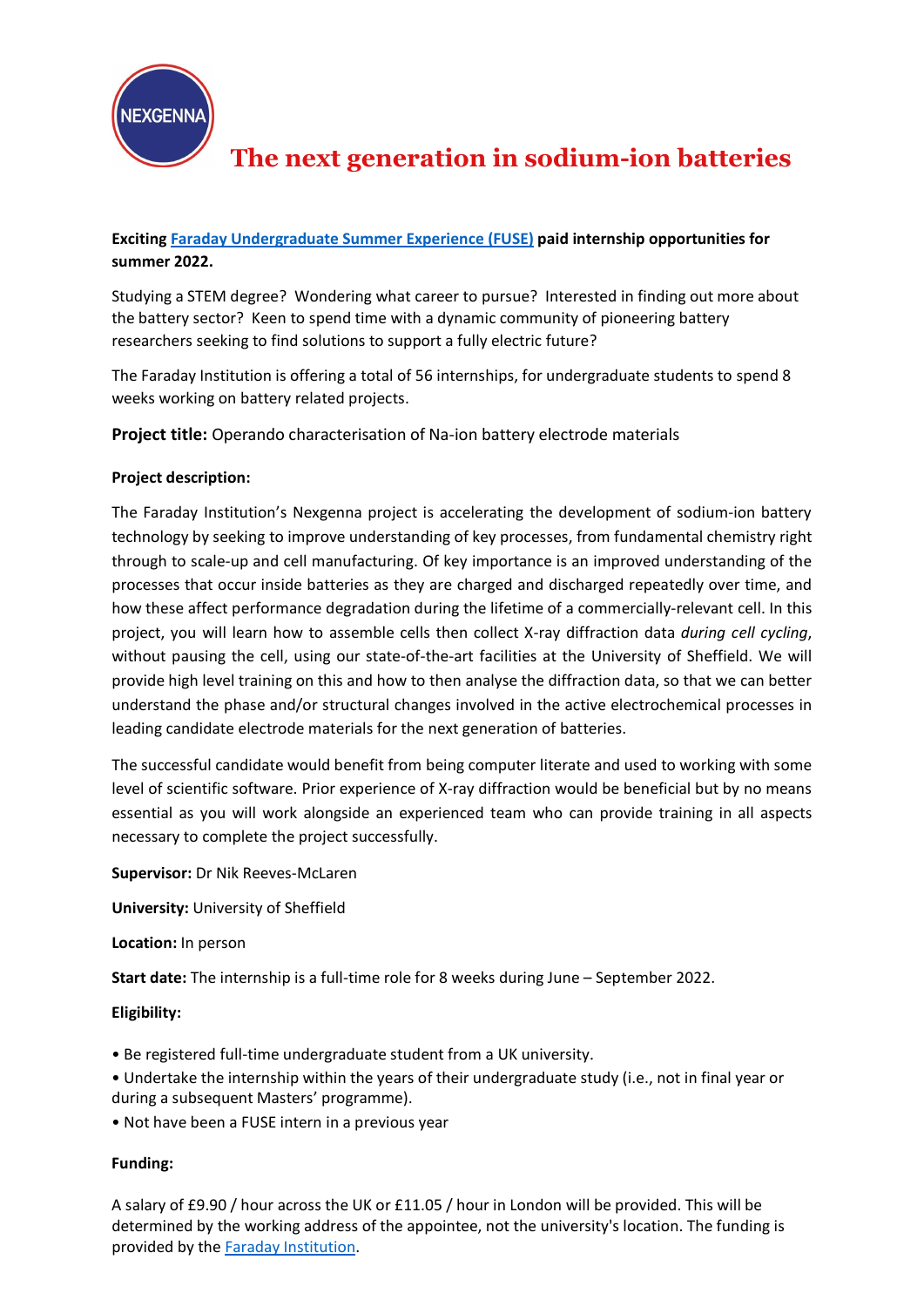NEXGENNA

# The next generation in sodium-ion batteries

**Exciting [Faraday Undergraduate Summer Experience (FUSE)]() paid internship opportunities for summer 2022.**

Studying a STEM degree? Wondering what career to pursue? Interested in finding out more about the battery sector? Keen to spend time with a dynamic community of pioneering battery researchers seeking to find solutions to support a fully electric future?

The Faraday Institution is offering a total of 56 internships, for undergraduate students to spend 8 weeks working on battery related projects.

**Project title:** Operando characterisation of Na-ion battery electrode materials

**Project description:**

The Faraday Institution's Nexgenna project is accelerating the development of sodium-ion battery technology by seeking to improve understanding of key processes, from fundamental chemistry right through to scale-up and cell manufacturing. Of key importance is an improved understanding of the processes that occur inside batteries as they are charged and discharged repeatedly over time, and how these affect performance degradation during the lifetime of a commercially-relevant cell. In this project, you will learn how to assemble cells then collect X-ray diffraction data *during cell cycling*, without pausing the cell, using our state-of-the-art facilities at the University of Sheffield. We will provide high level training on this and how to then analyse the diffraction data, so that we can better understand the phase and/or structural changes involved in the active electrochemical processes in leading candidate electrode materials for the next generation of batteries.

The successful candidate would benefit from being computer literate and used to working with some level of scientific software. Prior experience of X-ray diffraction would be beneficial but by no means essential as you will work alongside an experienced team who can provide training in all aspects necessary to complete the project successfully.

**Supervisor:** Dr Nik Reeves-McLaren

**University:** University of Sheffield

**Location:** In person

**Start date:** The internship is a full-time role for 8 weeks during June – September 2022.

**Eligibility:**

- Be registered full-time undergraduate student from a UK university.
- Undertake the internship within the years of their undergraduate study (i.e., not in final year or during a subsequent Masters' programme).
- Not have been a FUSE intern in a previous year

**Funding:**

A salary of £9.90 / hour across the UK or £11.05 / hour in London will be provided. This will be determined by the working address of the appointee, not the university's location. The funding is provided by the [Faraday Institution]().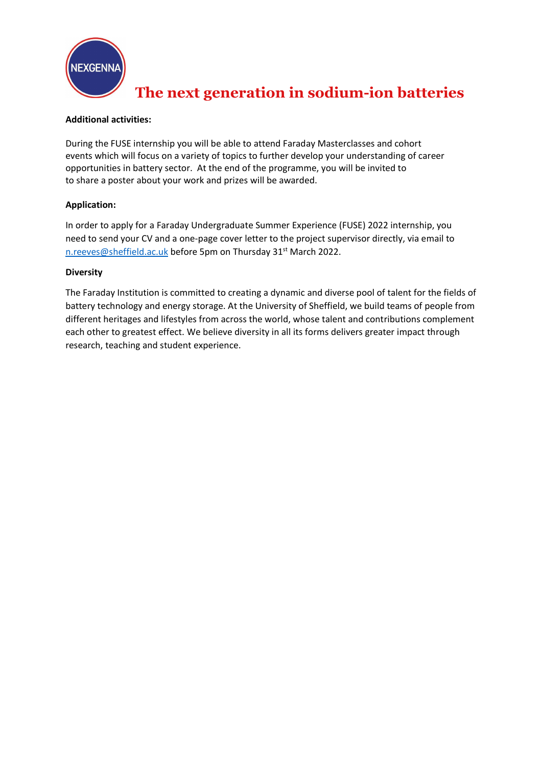NEXGENNA

# The next generation in sodium-ion batteries

**Additional activities:**

During the FUSE internship you will be able to attend Faraday Masterclasses and cohort events which will focus on a variety of topics to further develop your understanding of career opportunities in battery sector. At the end of the programme, you will be invited to to share a poster about your work and prizes will be awarded.

**Application:**

In order to apply for a Faraday Undergraduate Summer Experience (FUSE) 2022 internship, you need to send your CV and a one-page cover letter to the project supervisor directly, via email to n.reeves@sheffield.ac.uk before 5pm on Thursday 31st March 2022.

**Diversity**

The Faraday Institution is committed to creating a dynamic and diverse pool of talent for the fields of battery technology and energy storage. At the University of Sheffield, we build teams of people from different heritages and lifestyles from across the world, whose talent and contributions complement each other to greatest effect. We believe diversity in all its forms delivers greater impact through research, teaching and student experience.